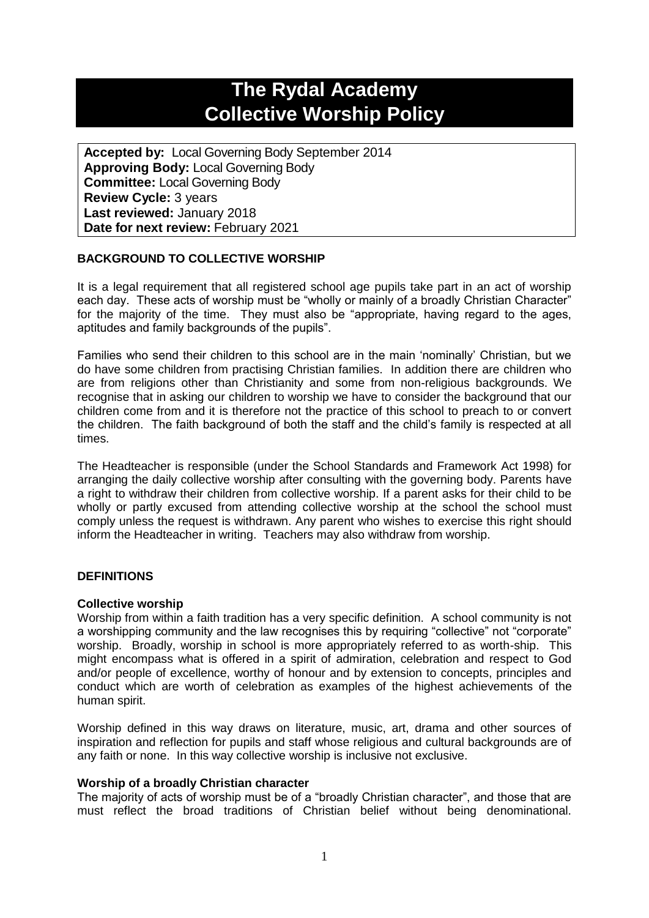# The Rydal Academy
# Collective Worship Policy

**Accepted by:** Local Governing Body September 2014
**Approving Body:** Local Governing Body
**Committee:** Local Governing Body
**Review Cycle:** 3 years
**Last reviewed:** January 2018
**Date for next review:** February 2021

## BACKGROUND TO COLLECTIVE WORSHIP

It is a legal requirement that all registered school age pupils take part in an act of worship each day. These acts of worship must be "wholly or mainly of a broadly Christian Character" for the majority of the time. They must also be "appropriate, having regard to the ages, aptitudes and family backgrounds of the pupils".

Families who send their children to this school are in the main 'nominally' Christian, but we do have some children from practising Christian families. In addition there are children who are from religions other than Christianity and some from non-religious backgrounds. We recognise that in asking our children to worship we have to consider the background that our children come from and it is therefore not the practice of this school to preach to or convert the children. The faith background of both the staff and the child's family is respected at all times.

The Headteacher is responsible (under the School Standards and Framework Act 1998) for arranging the daily collective worship after consulting with the governing body. Parents have a right to withdraw their children from collective worship. If a parent asks for their child to be wholly or partly excused from attending collective worship at the school the school must comply unless the request is withdrawn. Any parent who wishes to exercise this right should inform the Headteacher in writing. Teachers may also withdraw from worship.

## DEFINITIONS

### Collective worship

Worship from within a faith tradition has a very specific definition. A school community is not a worshipping community and the law recognises this by requiring "collective" not "corporate" worship. Broadly, worship in school is more appropriately referred to as worth-ship. This might encompass what is offered in a spirit of admiration, celebration and respect to God and/or people of excellence, worthy of honour and by extension to concepts, principles and conduct which are worth of celebration as examples of the highest achievements of the human spirit.

Worship defined in this way draws on literature, music, art, drama and other sources of inspiration and reflection for pupils and staff whose religious and cultural backgrounds are of any faith or none. In this way collective worship is inclusive not exclusive.

### Worship of a broadly Christian character

The majority of acts of worship must be of a "broadly Christian character", and those that are must reflect the broad traditions of Christian belief without being denominational.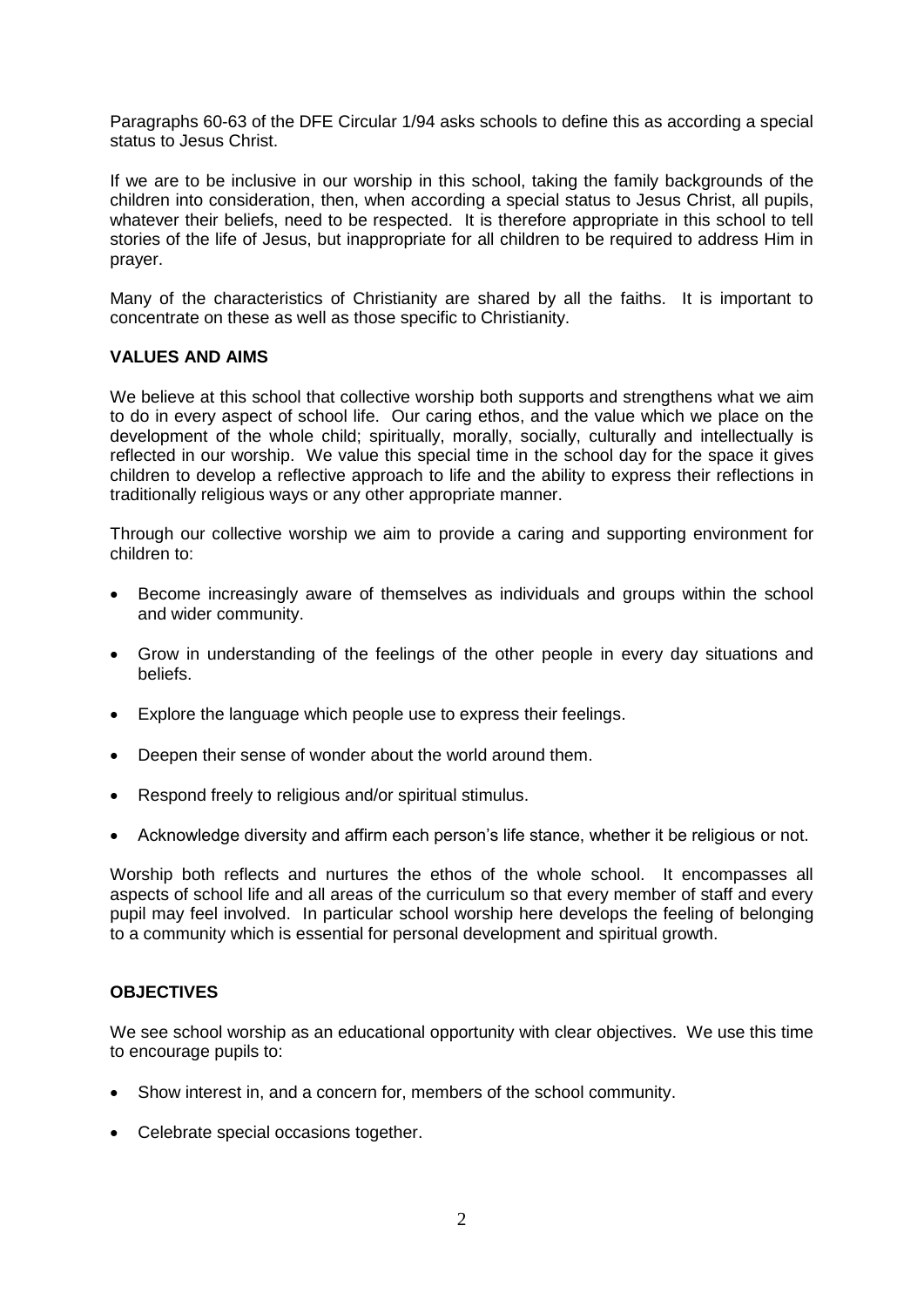Paragraphs 60-63 of the DFE Circular 1/94 asks schools to define this as according a special status to Jesus Christ.

If we are to be inclusive in our worship in this school, taking the family backgrounds of the children into consideration, then, when according a special status to Jesus Christ, all pupils, whatever their beliefs, need to be respected. It is therefore appropriate in this school to tell stories of the life of Jesus, but inappropriate for all children to be required to address Him in prayer.

Many of the characteristics of Christianity are shared by all the faiths. It is important to concentrate on these as well as those specific to Christianity.

**VALUES AND AIMS**

We believe at this school that collective worship both supports and strengthens what we aim to do in every aspect of school life. Our caring ethos, and the value which we place on the development of the whole child; spiritually, morally, socially, culturally and intellectually is reflected in our worship. We value this special time in the school day for the space it gives children to develop a reflective approach to life and the ability to express their reflections in traditionally religious ways or any other appropriate manner.

Through our collective worship we aim to provide a caring and supporting environment for children to:

- Become increasingly aware of themselves as individuals and groups within the school and wider community.
- Grow in understanding of the feelings of the other people in every day situations and beliefs.
- Explore the language which people use to express their feelings.
- Deepen their sense of wonder about the world around them.
- Respond freely to religious and/or spiritual stimulus.
- Acknowledge diversity and affirm each person's life stance, whether it be religious or not.

Worship both reflects and nurtures the ethos of the whole school. It encompasses all aspects of school life and all areas of the curriculum so that every member of staff and every pupil may feel involved. In particular school worship here develops the feeling of belonging to a community which is essential for personal development and spiritual growth.

**OBJECTIVES**

We see school worship as an educational opportunity with clear objectives. We use this time to encourage pupils to:

- Show interest in, and a concern for, members of the school community.
- Celebrate special occasions together.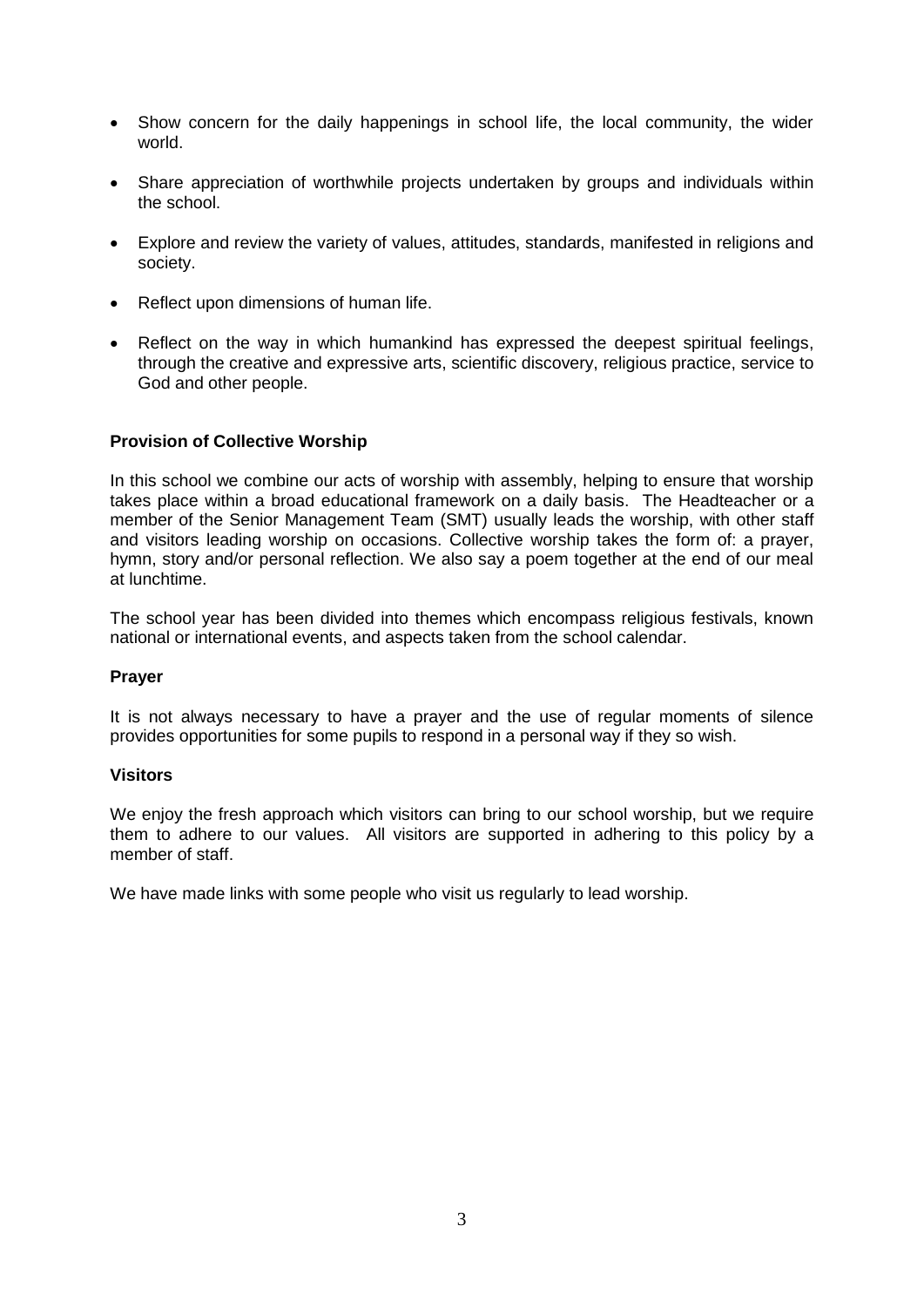- Show concern for the daily happenings in school life, the local community, the wider world.
- Share appreciation of worthwhile projects undertaken by groups and individuals within the school.
- Explore and review the variety of values, attitudes, standards, manifested in religions and society.
- Reflect upon dimensions of human life.
- Reflect on the way in which humankind has expressed the deepest spiritual feelings, through the creative and expressive arts, scientific discovery, religious practice, service to God and other people.

**Provision of Collective Worship**

In this school we combine our acts of worship with assembly, helping to ensure that worship takes place within a broad educational framework on a daily basis. The Headteacher or a member of the Senior Management Team (SMT) usually leads the worship, with other staff and visitors leading worship on occasions. Collective worship takes the form of: a prayer, hymn, story and/or personal reflection. We also say a poem together at the end of our meal at lunchtime.

The school year has been divided into themes which encompass religious festivals, known national or international events, and aspects taken from the school calendar.

**Prayer**

It is not always necessary to have a prayer and the use of regular moments of silence provides opportunities for some pupils to respond in a personal way if they so wish.

**Visitors**

We enjoy the fresh approach which visitors can bring to our school worship, but we require them to adhere to our values. All visitors are supported in adhering to this policy by a member of staff.

We have made links with some people who visit us regularly to lead worship.